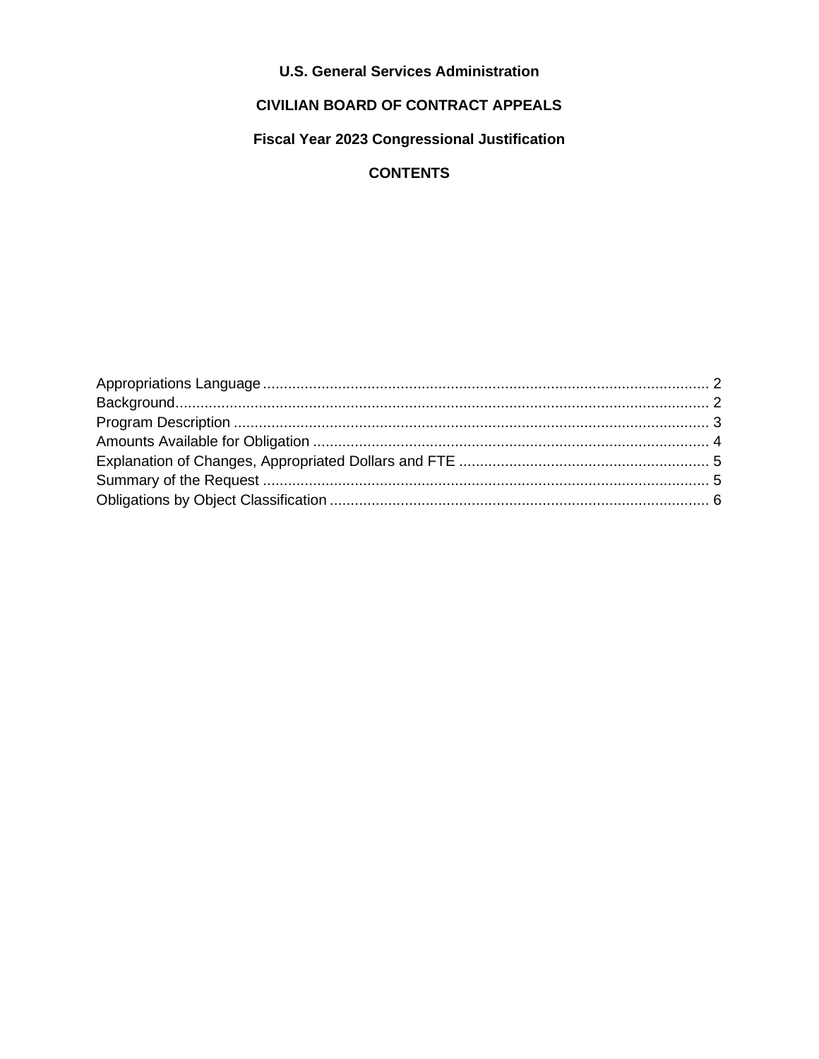**U.S. General Services Administration**

**CIVILIAN BOARD OF CONTRACT APPEALS**

**Fiscal Year 2023 Congressional Justification**

**CONTENTS**

Appropriations Language ........................................................................................................ 2
Background............................................................................................................................... 2
Program Description ................................................................................................................ 3
Amounts Available for Obligation ............................................................................................ 4
Explanation of Changes, Appropriated Dollars and FTE .......................................................... 5
Summary of the Request ......................................................................................................... 5
Obligations by Object Classification ......................................................................................... 6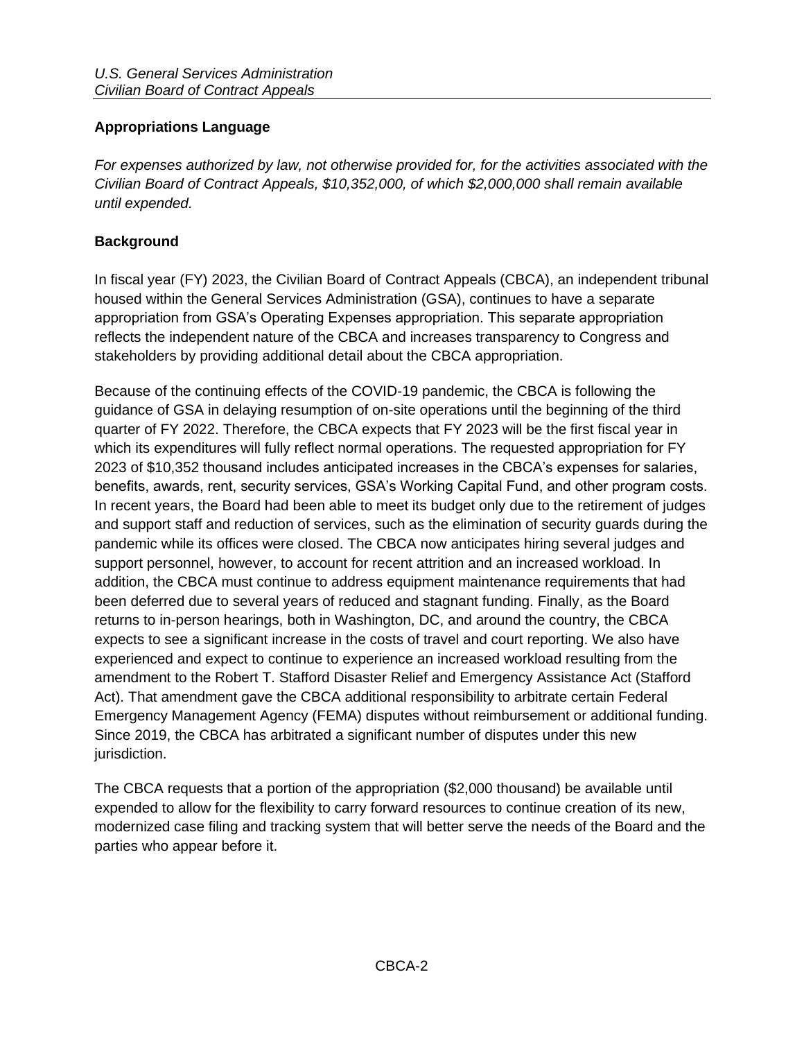## Appropriations Language

*For expenses authorized by law, not otherwise provided for, for the activities associated with the Civilian Board of Contract Appeals, $10,352,000, of which $2,000,000 shall remain available until expended.*

## Background

In fiscal year (FY) 2023, the Civilian Board of Contract Appeals (CBCA), an independent tribunal housed within the General Services Administration (GSA), continues to have a separate appropriation from GSA's Operating Expenses appropriation. This separate appropriation reflects the independent nature of the CBCA and increases transparency to Congress and stakeholders by providing additional detail about the CBCA appropriation.

Because of the continuing effects of the COVID-19 pandemic, the CBCA is following the guidance of GSA in delaying resumption of on-site operations until the beginning of the third quarter of FY 2022. Therefore, the CBCA expects that FY 2023 will be the first fiscal year in which its expenditures will fully reflect normal operations. The requested appropriation for FY 2023 of $10,352 thousand includes anticipated increases in the CBCA's expenses for salaries, benefits, awards, rent, security services, GSA's Working Capital Fund, and other program costs. In recent years, the Board had been able to meet its budget only due to the retirement of judges and support staff and reduction of services, such as the elimination of security guards during the pandemic while its offices were closed. The CBCA now anticipates hiring several judges and support personnel, however, to account for recent attrition and an increased workload. In addition, the CBCA must continue to address equipment maintenance requirements that had been deferred due to several years of reduced and stagnant funding. Finally, as the Board returns to in-person hearings, both in Washington, DC, and around the country, the CBCA expects to see a significant increase in the costs of travel and court reporting. We also have experienced and expect to continue to experience an increased workload resulting from the amendment to the Robert T. Stafford Disaster Relief and Emergency Assistance Act (Stafford Act). That amendment gave the CBCA additional responsibility to arbitrate certain Federal Emergency Management Agency (FEMA) disputes without reimbursement or additional funding. Since 2019, the CBCA has arbitrated a significant number of disputes under this new jurisdiction.

The CBCA requests that a portion of the appropriation ($2,000 thousand) be available until expended to allow for the flexibility to carry forward resources to continue creation of its new, modernized case filing and tracking system that will better serve the needs of the Board and the parties who appear before it.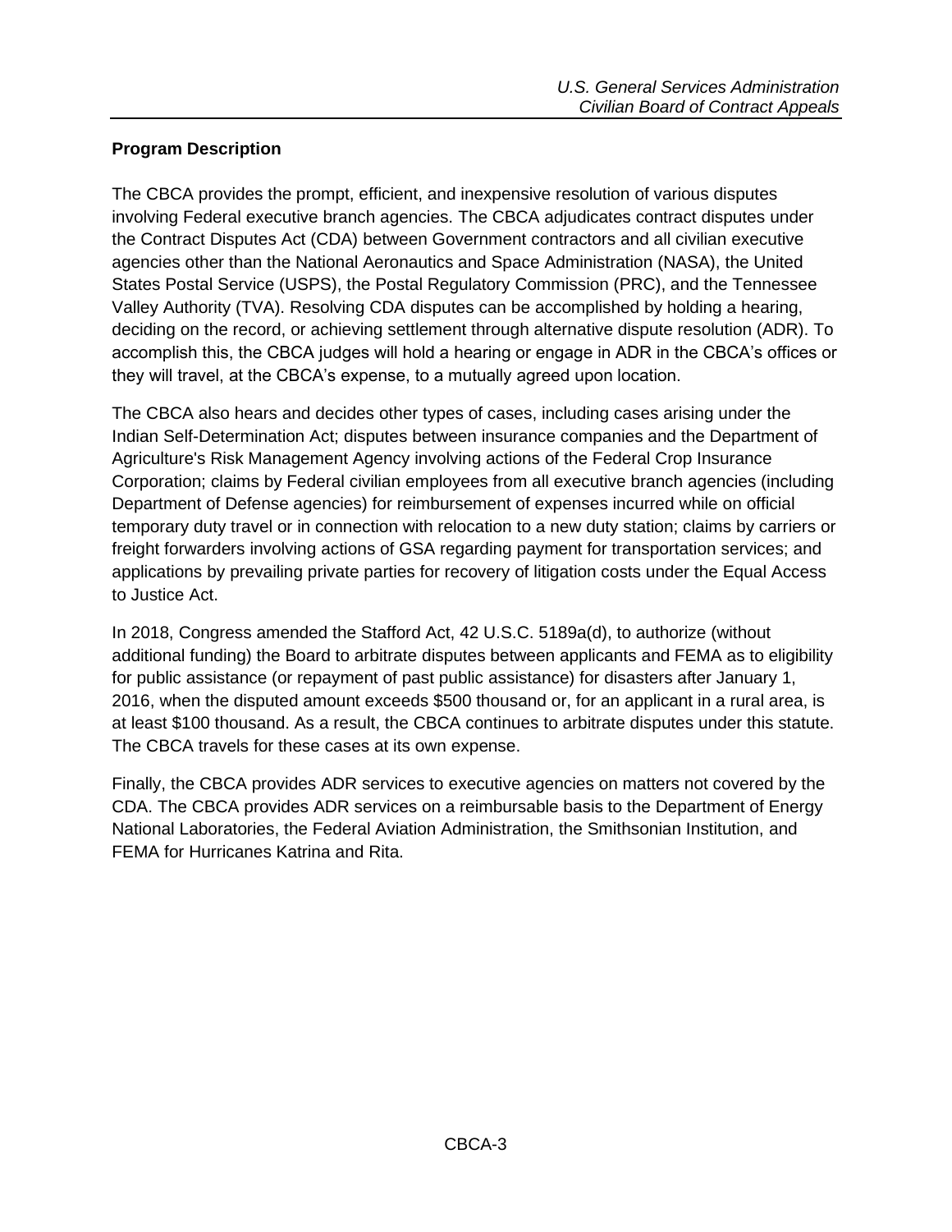## Program Description

The CBCA provides the prompt, efficient, and inexpensive resolution of various disputes involving Federal executive branch agencies. The CBCA adjudicates contract disputes under the Contract Disputes Act (CDA) between Government contractors and all civilian executive agencies other than the National Aeronautics and Space Administration (NASA), the United States Postal Service (USPS), the Postal Regulatory Commission (PRC), and the Tennessee Valley Authority (TVA). Resolving CDA disputes can be accomplished by holding a hearing, deciding on the record, or achieving settlement through alternative dispute resolution (ADR). To accomplish this, the CBCA judges will hold a hearing or engage in ADR in the CBCA's offices or they will travel, at the CBCA's expense, to a mutually agreed upon location.

The CBCA also hears and decides other types of cases, including cases arising under the Indian Self-Determination Act; disputes between insurance companies and the Department of Agriculture's Risk Management Agency involving actions of the Federal Crop Insurance Corporation; claims by Federal civilian employees from all executive branch agencies (including Department of Defense agencies) for reimbursement of expenses incurred while on official temporary duty travel or in connection with relocation to a new duty station; claims by carriers or freight forwarders involving actions of GSA regarding payment for transportation services; and applications by prevailing private parties for recovery of litigation costs under the Equal Access to Justice Act.

In 2018, Congress amended the Stafford Act, 42 U.S.C. 5189a(d), to authorize (without additional funding) the Board to arbitrate disputes between applicants and FEMA as to eligibility for public assistance (or repayment of past public assistance) for disasters after January 1, 2016, when the disputed amount exceeds $500 thousand or, for an applicant in a rural area, is at least $100 thousand. As a result, the CBCA continues to arbitrate disputes under this statute. The CBCA travels for these cases at its own expense.

Finally, the CBCA provides ADR services to executive agencies on matters not covered by the CDA. The CBCA provides ADR services on a reimbursable basis to the Department of Energy National Laboratories, the Federal Aviation Administration, the Smithsonian Institution, and FEMA for Hurricanes Katrina and Rita.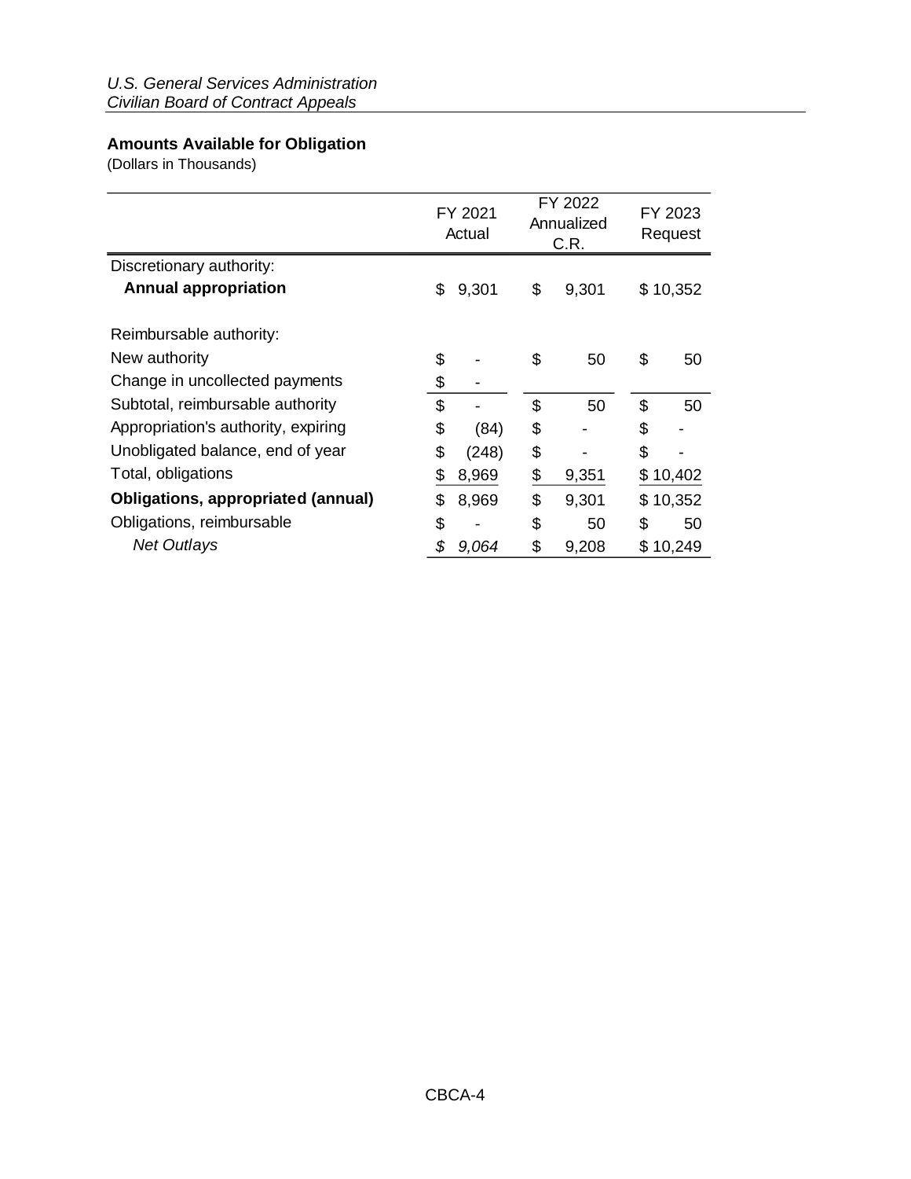*U.S. General Services Administration*
*Civilian Board of Contract Appeals*

## Amounts Available for Obligation

(Dollars in Thousands)

| | FY 2021 Actual | FY 2022 Annualized C.R. | FY 2023 Request |
|---|---|---|---|
| Discretionary authority: | | | |
| **Annual appropriation** | $ 9,301 | $ 9,301 | $ 10,352 |
| | | | |
| Reimbursable authority: | | | |
| New authority | $ - | $ 50 | $ 50 |
| Change in uncollected payments | $ - | | |
| Subtotal, reimbursable authority | $ - | $ 50 | $ 50 |
| Appropriation's authority, expiring | $ (84) | $ - | $ - |
| Unobligated balance, end of year | $ (248) | $ - | $ - |
| Total, obligations | $ 8,969 | $ 9,351 | $ 10,402 |
| **Obligations, appropriated (annual)** | $ 8,969 | $ 9,301 | $ 10,352 |
| Obligations, reimbursable | $ - | $ 50 | $ 50 |
| *Net Outlays* | *$ 9,064* | $ 9,208 | $ 10,249 |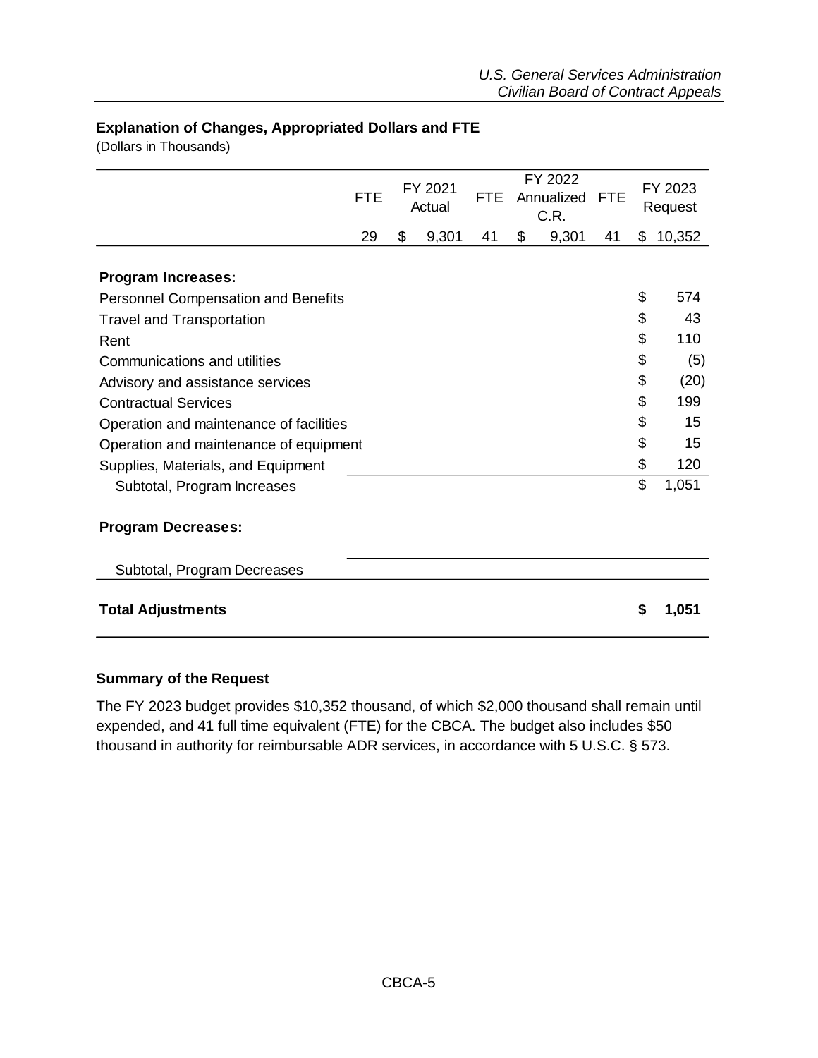## Explanation of Changes, Appropriated Dollars and FTE

(Dollars in Thousands)

| | FTE | FY 2021 Actual | FTE | FY 2022 Annualized C.R. | FTE | FY 2023 Request |
|---|---|---|---|---|---|---|
| | 29 | $ 9,301 | 41 | $ 9,301 | 41 | $ 10,352 |
| **Program Increases:** | | | | | | |
| Personnel Compensation and Benefits | | | | | | $ 574 |
| Travel and Transportation | | | | | | $ 43 |
| Rent | | | | | | $ 110 |
| Communications and utilities | | | | | | $ (5) |
| Advisory and assistance services | | | | | | $ (20) |
| Contractual Services | | | | | | $ 199 |
| Operation and maintenance of facilities | | | | | | $ 15 |
| Operation and maintenance of equipment | | | | | | $ 15 |
| Supplies, Materials, and Equipment | | | | | | $ 120 |
| Subtotal, Program Increases | | | | | | $ 1,051 |
| **Program Decreases:** | | | | | | |
| Subtotal, Program Decreases | | | | | | |
| **Total Adjustments** | | | | | | **$ 1,051** |

### Summary of the Request

The FY 2023 budget provides $10,352 thousand, of which $2,000 thousand shall remain until expended, and 41 full time equivalent (FTE) for the CBCA. The budget also includes $50 thousand in authority for reimbursable ADR services, in accordance with 5 U.S.C. § 573.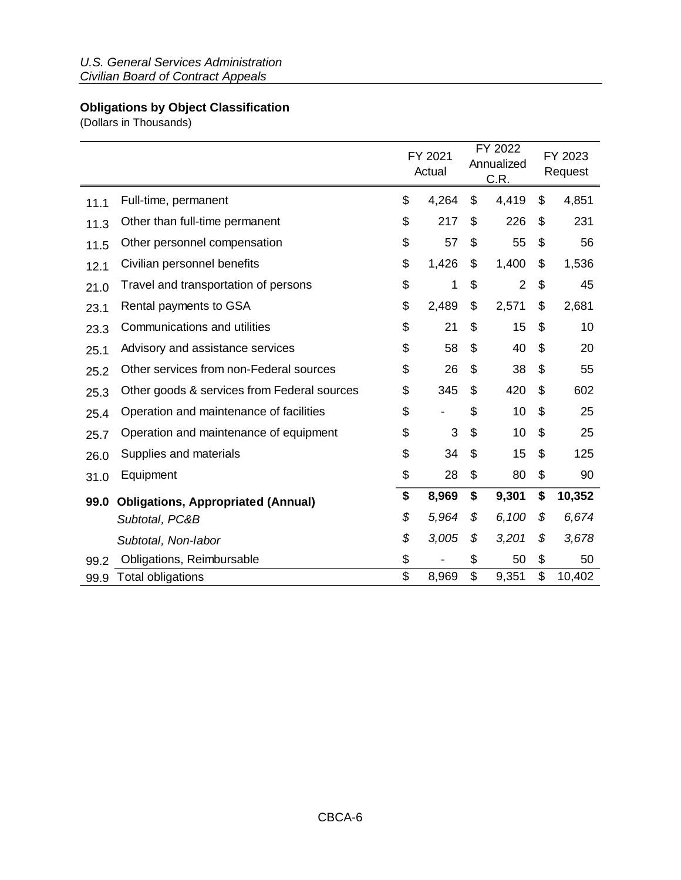*U.S. General Services Administration*
*Civilian Board of Contract Appeals*

**Obligations by Object Classification**
(Dollars in Thousands)

| | | FY 2021 Actual | FY 2022 Annualized C.R. | FY 2023 Request |
|---|---|---|---|---|
| 11.1 | Full-time, permanent | $ 4,264 | $ 4,419 | $ 4,851 |
| 11.3 | Other than full-time permanent | $ 217 | $ 226 | $ 231 |
| 11.5 | Other personnel compensation | $ 57 | $ 55 | $ 56 |
| 12.1 | Civilian personnel benefits | $ 1,426 | $ 1,400 | $ 1,536 |
| 21.0 | Travel and transportation of persons | $ 1 | $ 2 | $ 45 |
| 23.1 | Rental payments to GSA | $ 2,489 | $ 2,571 | $ 2,681 |
| 23.3 | Communications and utilities | $ 21 | $ 15 | $ 10 |
| 25.1 | Advisory and assistance services | $ 58 | $ 40 | $ 20 |
| 25.2 | Other services from non-Federal sources | $ 26 | $ 38 | $ 55 |
| 25.3 | Other goods & services from Federal sources | $ 345 | $ 420 | $ 602 |
| 25.4 | Operation and maintenance of facilities | $ - | $ 10 | $ 25 |
| 25.7 | Operation and maintenance of equipment | $ 3 | $ 10 | $ 25 |
| 26.0 | Supplies and materials | $ 34 | $ 15 | $ 125 |
| 31.0 | Equipment | $ 28 | $ 80 | $ 90 |
| **99.0** | **Obligations, Appropriated (Annual)** | **$ 8,969** | **$ 9,301** | **$ 10,352** |
| | *Subtotal, PC&B* | *$ 5,964* | *$ 6,100* | *$ 6,674* |
| | *Subtotal, Non-labor* | *$ 3,005* | *$ 3,201* | *$ 3,678* |
| 99.2 | Obligations, Reimbursable | $ - | $ 50 | $ 50 |
| 99.9 | Total obligations | $ 8,969 | $ 9,351 | $ 10,402 |